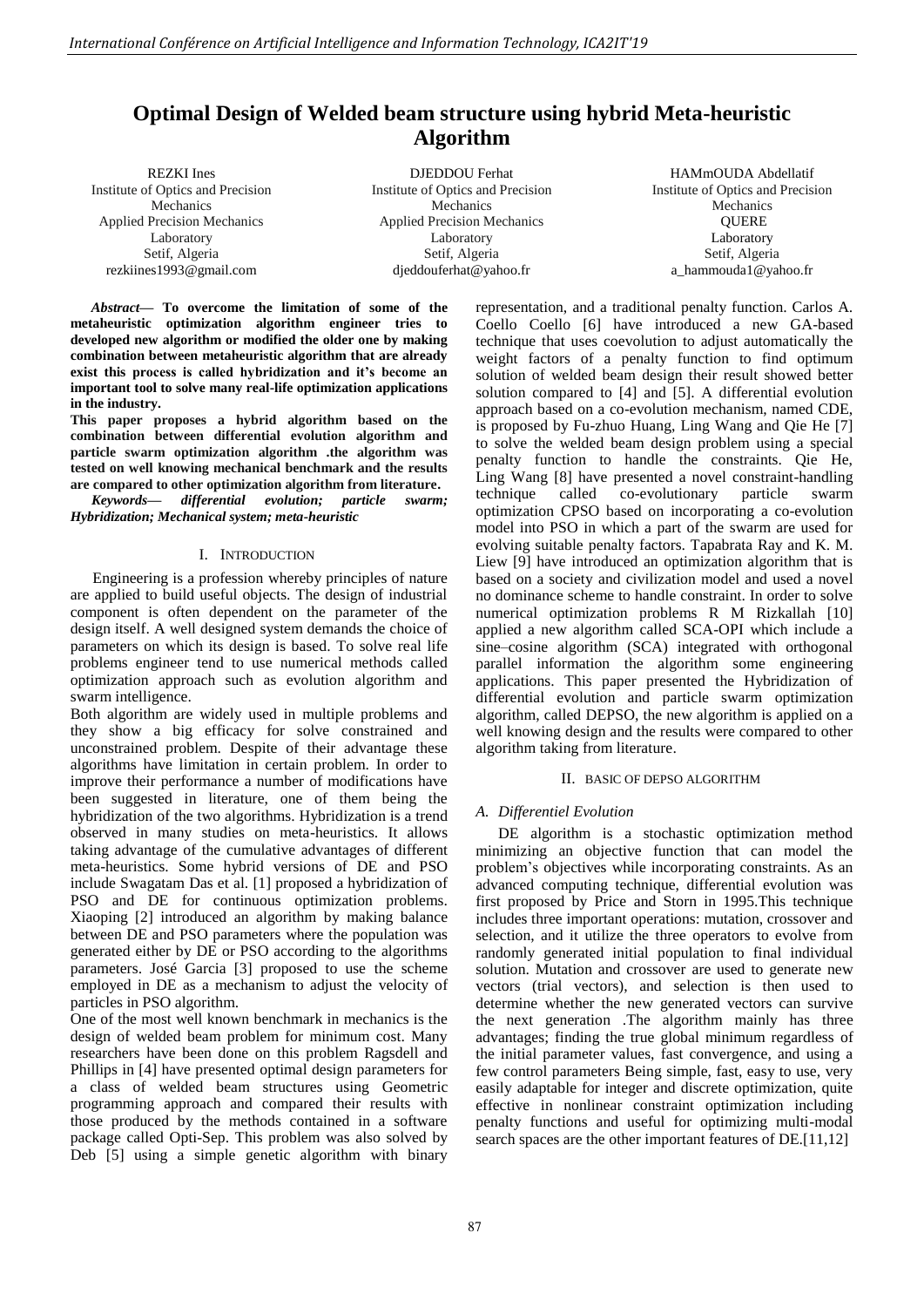# Optimal Design of Welded beam structure using hybrid Meta-heuristic Algorithm

REZKI Ines
Institute of Optics and Precision Mechanics
Applied Precision Mechanics Laboratory
Setif, Algeria
rezkiines1993@gmail.com

DJEDDOU Ferhat
Institute of Optics and Precision Mechanics
Applied Precision Mechanics Laboratory
Setif, Algeria
djeddouferhat@yahoo.fr

HAMmOUDA Abdellatif
Institute of Optics and Precision Mechanics
QUERE Laboratory
Setif, Algeria
a_hammouda1@yahoo.fr

***Abstract*— To overcome the limitation of some of the metaheuristic optimization algorithm engineer tries to developed new algorithm or modified the older one by making combination between metaheuristic algorithm that are already exist this process is called hybridization and it's become an important tool to solve many real-life optimization applications in the industry.**

**This paper proposes a hybrid algorithm based on the combination between differential evolution algorithm and particle swarm optimization algorithm .the algorithm was tested on well knowing mechanical benchmark and the results are compared to other optimization algorithm from literature.**

***Keywords— differential evolution; particle swarm; Hybridization; Mechanical system; meta-heuristic***

## I. Introduction

Engineering is a profession whereby principles of nature are applied to build useful objects. The design of industrial component is often dependent on the parameter of the design itself. A well designed system demands the choice of parameters on which its design is based. To solve real life problems engineer tend to use numerical methods called optimization approach such as evolution algorithm and swarm intelligence.

Both algorithm are widely used in multiple problems and they show a big efficacy for solve constrained and unconstrained problem. Despite of their advantage these algorithms have limitation in certain problem. In order to improve their performance a number of modifications have been suggested in literature, one of them being the hybridization of the two algorithms. Hybridization is a trend observed in many studies on meta-heuristics. It allows taking advantage of the cumulative advantages of different meta-heuristics. Some hybrid versions of DE and PSO include Swagatam Das et al. [1] proposed a hybridization of PSO and DE for continuous optimization problems. Xiaoping [2] introduced an algorithm by making balance between DE and PSO parameters where the population was generated either by DE or PSO according to the algorithms parameters. José Garcia [3] proposed to use the scheme employed in DE as a mechanism to adjust the velocity of particles in PSO algorithm.

One of the most well known benchmark in mechanics is the design of welded beam problem for minimum cost. Many researchers have been done on this problem Ragsdell and Phillips in [4] have presented optimal design parameters for a class of welded beam structures using Geometric programming approach and compared their results with those produced by the methods contained in a software package called Opti-Sep. This problem was also solved by Deb [5] using a simple genetic algorithm with binary representation, and a traditional penalty function. Carlos A. Coello Coello [6] have introduced a new GA-based technique that uses coevolution to adjust automatically the weight factors of a penalty function to find optimum solution of welded beam design their result showed better solution compared to [4] and [5]. A differential evolution approach based on a co-evolution mechanism, named CDE, is proposed by Fu-zhuo Huang, Ling Wang and Qie He [7] to solve the welded beam design problem using a special penalty function to handle the constraints. Qie He, Ling Wang [8] have presented a novel constraint-handling technique called co-evolutionary particle swarm optimization CPSO based on incorporating a co-evolution model into PSO in which a part of the swarm are used for evolving suitable penalty factors. Tapabrata Ray and K. M. Liew [9] have introduced an optimization algorithm that is based on a society and civilization model and used a novel no dominance scheme to handle constraint. In order to solve numerical optimization problems R M Rizkallah [10] applied a new algorithm called SCA-OPI which include a sine–cosine algorithm (SCA) integrated with orthogonal parallel information the algorithm some engineering applications. This paper presented the Hybridization of differential evolution and particle swarm optimization algorithm, called DEPSO, the new algorithm is applied on a well knowing design and the results were compared to other algorithm taking from literature.

## II. Basic of DEPSO Algorithm

### *A. Differentiel Evolution*

DE algorithm is a stochastic optimization method minimizing an objective function that can model the problem's objectives while incorporating constraints. As an advanced computing technique, differential evolution was first proposed by Price and Storn in 1995.This technique includes three important operations: mutation, crossover and selection, and it utilize the three operators to evolve from randomly generated initial population to final individual solution. Mutation and crossover are used to generate new vectors (trial vectors), and selection is then used to determine whether the new generated vectors can survive the next generation .The algorithm mainly has three advantages; finding the true global minimum regardless of the initial parameter values, fast convergence, and using a few control parameters Being simple, fast, easy to use, very easily adaptable for integer and discrete optimization, quite effective in nonlinear constraint optimization including penalty functions and useful for optimizing multi-modal search spaces are the other important features of DE.[11,12]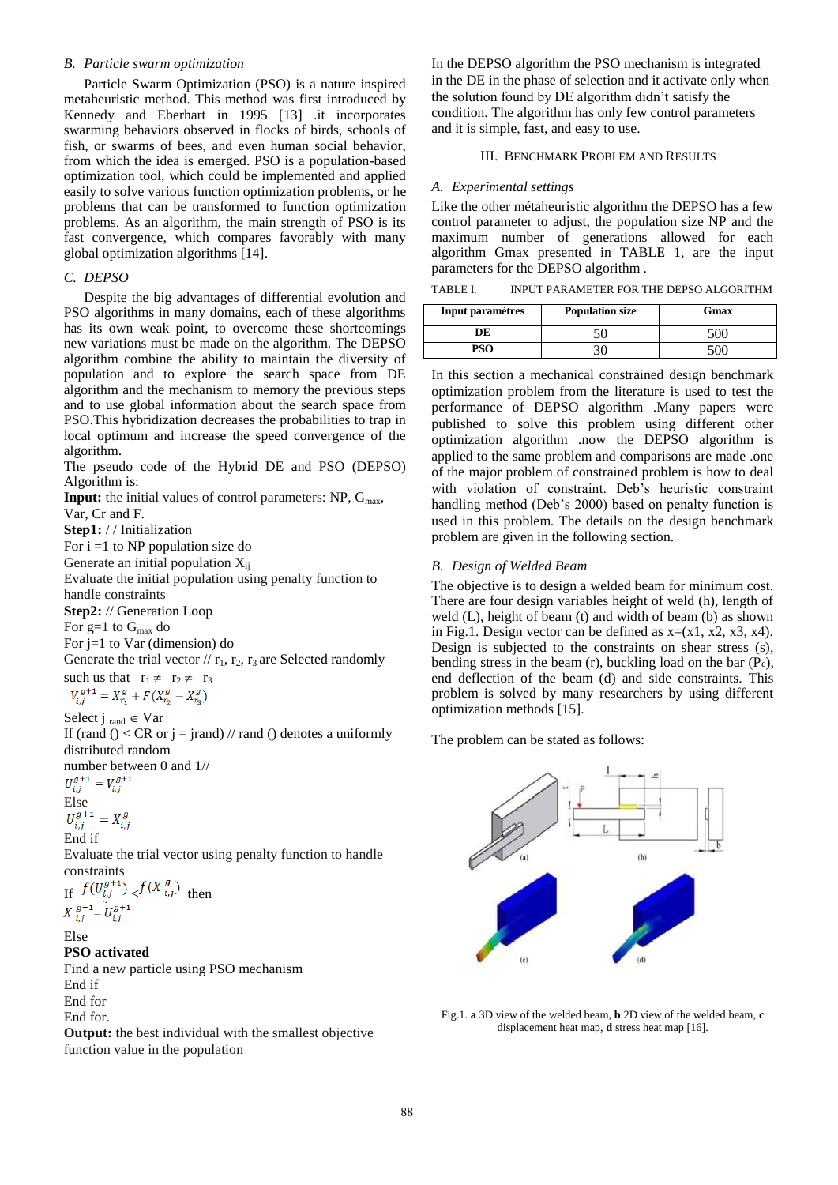## B. Particle swarm optimization

Particle Swarm Optimization (PSO) is a nature inspired metaheuristic method. This method was first introduced by Kennedy and Eberhart in 1995 [13] .it incorporates swarming behaviors observed in flocks of birds, schools of fish, or swarms of bees, and even human social behavior, from which the idea is emerged. PSO is a population-based optimization tool, which could be implemented and applied easily to solve various function optimization problems, or he problems that can be transformed to function optimization problems. As an algorithm, the main strength of PSO is its fast convergence, which compares favorably with many global optimization algorithms [14].

## C. DEPSO

Despite the big advantages of differential evolution and PSO algorithms in many domains, each of these algorithms has its own weak point, to overcome these shortcomings new variations must be made on the algorithm. The DEPSO algorithm combine the ability to maintain the diversity of population and to explore the search space from DE algorithm and the mechanism to memory the previous steps and to use global information about the search space from PSO.This hybridization decreases the probabilities to trap in local optimum and increase the speed convergence of the algorithm.

The pseudo code of the Hybrid DE and PSO (DEPSO) Algorithm is:

**Input:** the initial values of control parameters: NP, $G_{max}$, Var, Cr and F.

**Step1:** / / Initialization

For i =1 to NP population size do

Generate an initial population $X_{ij}$

Evaluate the initial population using penalty function to handle constraints

**Step2:** // Generation Loop

For g=1 to $G_{max}$ do

For j=1 to Var (dimension) do

Generate the trial vector // $r_1$, $r_2$, $r_3$ are Selected randomly such us that $r_1 \neq r_2 \neq r_3$

$V_{i,j}^{g+1} = X_{r_1}^{g} + F(X_{r_2}^{g} - X_{r_3}^{g})$

Select $j_{rand} \in$ Var

If (rand () < CR or j = jrand) // rand () denotes a uniformly distributed random number between 0 and 1//

$U_{i,j}^{g+1} = V_{i,j}^{g+1}$

Else

$U_{i,j}^{g+1} = X_{i,j}^{g}$

End if

Evaluate the trial vector using penalty function to handle constraints

If $f(U_{i,j}^{g+1}) < f(X_{i,j}^{g})$ then

$X_{i,j}^{g+1} = U_{i,j}^{g+1}$

Else

**PSO activated**

Find a new particle using PSO mechanism

End if

End for

End for.

**Output:** the best individual with the smallest objective function value in the population

In the DEPSO algorithm the PSO mechanism is integrated in the DE in the phase of selection and it activate only when the solution found by DE algorithm didn't satisfy the condition. The algorithm has only few control parameters and it is simple, fast, and easy to use.

# III. Benchmark Problem and Results

## A. Experimental settings

Like the other métaheuristic algorithm the DEPSO has a few control parameter to adjust, the population size NP and the maximum number of generations allowed for each algorithm Gmax presented in TABLE 1, are the input parameters for the DEPSO algorithm .

TABLE I. INPUT PARAMETER FOR THE DEPSO ALGORITHM

| Input paramètres | Population size | Gmax |
|---|---|---|
| DE | 50 | 500 |
| PSO | 30 | 500 |

In this section a mechanical constrained design benchmark optimization problem from the literature is used to test the performance of DEPSO algorithm .Many papers were published to solve this problem using different other optimization algorithm .now the DEPSO algorithm is applied to the same problem and comparisons are made .one of the major problem of constrained problem is how to deal with violation of constraint. Deb's heuristic constraint handling method (Deb's 2000) based on penalty function is used in this problem. The details on the design benchmark problem are given in the following section.

## B. Design of Welded Beam

The objective is to design a welded beam for minimum cost. There are four design variables height of weld (h), length of weld (L), height of beam (t) and width of beam (b) as shown in Fig.1. Design vector can be defined as x=(x1, x2, x3, x4). Design is subjected to the constraints on shear stress (s), bending stress in the beam (r), buckling load on the bar ($P_c$), end deflection of the beam (d) and side constraints. This problem is solved by many researchers by using different optimization methods [15].

The problem can be stated as follows:

Fig.1. **a** 3D view of the welded beam, **b** 2D view of the welded beam, **c** displacement heat map, **d** stress heat map [16].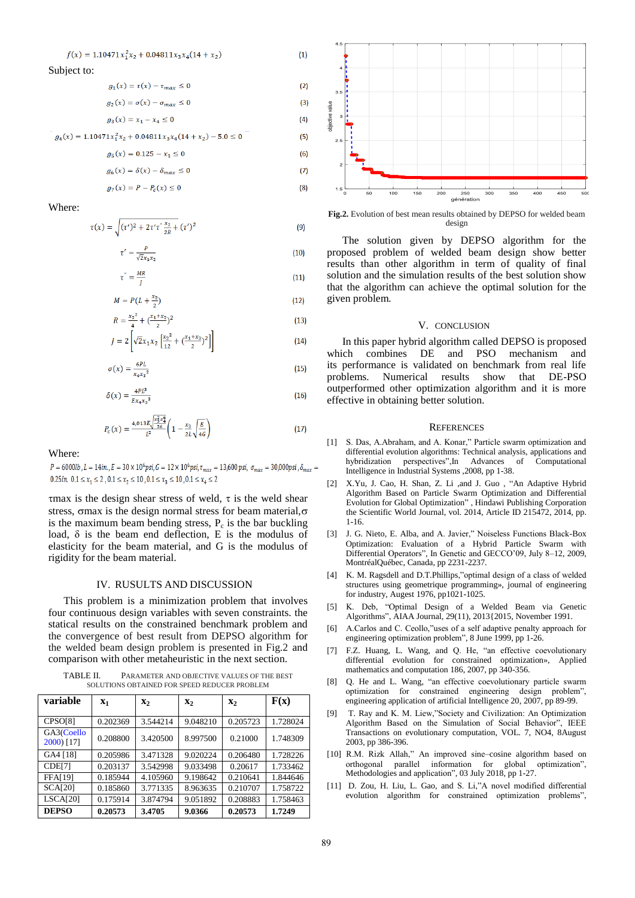$$f(x) = 1.10471x_1^2x_2 + 0.04811x_3x_4(14 + x_2) \quad (1)$$

Subject to:

$$g_1(x) = \tau(x) - \tau_{max} \le 0 \quad (2)$$

$$g_2(x) = \sigma(x) - \sigma_{max} \le 0 \quad (3)$$

$$g_3(x) = x_1 - x_4 \le 0 \quad (4)$$

$$g_4(x) = 1.10471x_1^2x_2 + 0.04811x_3x_4(14 + x_2) - 5.0 \le 0 \quad (5)$$

$$g_5(x) = 0.125 - x_1 \le 0 \quad (6)$$

$$g_6(x) = \delta(x) - \delta_{max} \le 0 \quad (7)$$

$$g_7(x) = P - P_c(x) \le 0 \quad (8)$$

Where:

$$\tau(x) = \sqrt{(\tau')^2 + 2\tau'\tau''\frac{x_2}{2R} + (\tau'')^2} \quad (9)$$

$$\tau' = \frac{P}{\sqrt{2}x_1x_2} \quad (10)$$

$$\tau'' = \frac{MR}{J} \quad (11)$$

$$M = P\left(L + \frac{x_2}{2}\right) \quad (12)$$

$$R = \frac{x_2^2}{4} + \left(\frac{x_1+x_3}{2}\right)^2 \quad (13)$$

$$J = 2\left[\sqrt{2}x_1x_2\left[\frac{x_2^2}{12} + \left(\frac{x_1+x_3}{2}\right)^2\right]\right] \quad (14)$$

$$\sigma(x) = \frac{6PL}{x_4x_3^2} \quad (15)$$

$$\delta(x) = \frac{4PL^3}{Ex_4x_3^3} \quad (16)$$

$$P_c(x) = \frac{4{,}013E\sqrt{\frac{x_3^2x_4^6}{36}}}{L^2}\left(1 - \frac{x_3}{2L}\sqrt{\frac{E}{4G}}\right) \quad (17)$$

Where:

$P = 6000lb, L = 14in., E = 30\times10^6 psi, G = 12\times10^6 psi, \tau_{max} = 13{,}600\,psi,\ \sigma_{max} = 30{,}000 psi, \delta_{max} = 0.25in.\ 0.1 \le x_1 \le 2, 0.1 \le x_2 \le 10, 0.1 \le x_3 \le 10, 0.1 \le x_4 \le 2$

$\tau$max is the design shear stress of weld, $\tau$ is the weld shear stress, $\sigma$max is the design normal stress for beam material, $\sigma$ is the maximum beam bending stress, $P_c$ is the bar buckling load, $\delta$ is the beam end deflection, E is the modulus of elasticity for the beam material, and G is the modulus of rigidity for the beam material.

## IV. RUSULTS AND DISCUSSION

This problem is a minimization problem that involves four continuous design variables with seven constraints. the statical results on the constrained benchmark problem and the convergence of best result from DEPSO algorithm for the welded beam design problem is presented in Fig.2 and comparison with other metaheuristic in the next section.

TABLE II. PARAMETER AND OBJECTIVE VALUES OF THE BEST SOLUTIONS OBTAINED FOR SPEED REDUCER PROBLEM

| variable | $x_1$ | $x_2$ | $x_2$ | $x_2$ | F(x) |
|---|---|---|---|---|---|
| CPSO[8] | 0.202369 | 3.544214 | 9.048210 | 0.205723 | 1.728024 |
| GA3(Coello 2000) [17] | 0.208800 | 3.420500 | 8.997500 | 0.21000 | 1.748309 |
| GA4 [18] | 0.205986 | 3.471328 | 9.020224 | 0.206480 | 1.728226 |
| CDE[7] | 0.203137 | 3.542998 | 9.033498 | 0.20617 | 1.733462 |
| FFA[19] | 0.185944 | 4.105960 | 9.198642 | 0.210641 | 1.844646 |
| SCA[20] | 0.185860 | 3.771335 | 8.963635 | 0.210707 | 1.758722 |
| LSCA[20] | 0.175914 | 3.874794 | 9.051892 | 0.208883 | 1.758463 |
| **DEPSO** | **0.20573** | **3.4705** | **9.0366** | **0.20573** | **1.7249** |

**Fig.2.** Evolution of best mean results obtained by DEPSO for welded beam design

The solution given by DEPSO algorithm for the proposed problem of welded beam design show better results than other algorithm in term of quality of final solution and the simulation results of the best solution show that the algorithm can achieve the optimal solution for the given problem.

## V. CONCLUSION

In this paper hybrid algorithm called DEPSO is proposed which combines DE and PSO mechanism and its performance is validated on benchmark from real life problems. Numerical results show that DE-PSO outperformed other optimization algorithm and it is more effective in obtaining better solution.

## REFERENCES

[1] S. Das, A.Abraham, and A. Konar," Particle swarm optimization and differential evolution algorithms: Technical analysis, applications and hybridization perspectives",In Advances of Computational Intelligence in Industrial Systems ,2008, pp 1-38.

[2] X.Yu, J. Cao, H. Shan, Z. Li ,and J. Guo , "An Adaptive Hybrid Algorithm Based on Particle Swarm Optimization and Differential Evolution for Global Optimization" , Hindawi Publishing Corporation the Scientific World Journal, vol. 2014, Article ID 215472, 2014, pp. 1-16.

[3] J. G. Nieto, E. Alba, and A. Javier," Noiseless Functions Black-Box Optimization: Evaluation of a Hybrid Particle Swarm with Differential Operators", In Genetic and GECCO'09, July 8–12, 2009, MontréalQuébec, Canada, pp 2231-2237.

[4] K. M. Ragsdell and D.T.Phillips,"optimal design of a class of welded structures using geometrique programming», journal of engineering for industry, Augest 1976, pp1021-1025.

[5] K. Deb, "Optimal Design of a Welded Beam via Genetic Algorithms", AIAA Journal, 29(11), 2013{2015, November 1991.

[6] A.Carlos and C. Ceollo,"uses of a self adaptive penalty approach for engineering optimization problem", 8 June 1999, pp 1-26.

[7] F.Z. Huang, L. Wang, and Q. He, "an effective coevolutionary differential evolution for constrained optimization», Applied mathematics and computation 186, 2007, pp 340-356.

[8] Q. He and L. Wang, "an effective coevolutionary particle swarm optimization for constrained engineering design problem", engineering application of artificial Intelligence 20, 2007, pp 89-99.

[9] T. Ray and K. M. Liew,"Society and Civilization: An Optimization Algorithm Based on the Simulation of Social Behavior", IEEE Transactions on evolutionary computation, VOL. 7, NO4, 8August 2003, pp 386-396.

[10] R.M. Rizk Allah," An improved sine–cosine algorithm based on orthogonal parallel information for global optimization", Methodologies and application", 03 July 2018, pp 1-27.

[11] D. Zou, H. Liu, L. Gao, and S. Li,"A novel modified differential evolution algorithm for constrained optimization problems",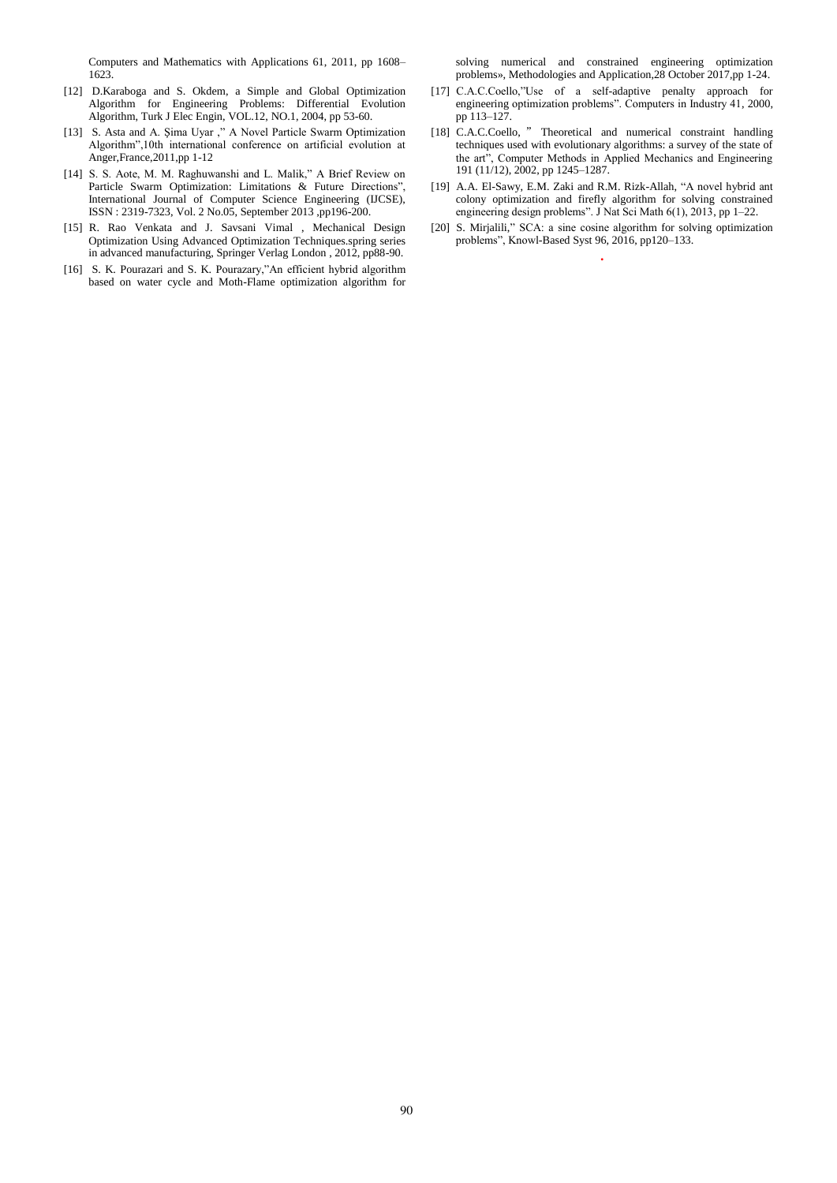Computers and Mathematics with Applications 61, 2011, pp 1608–1623.

[12] D.Karaboga and S. Okdem, a Simple and Global Optimization Algorithm for Engineering Problems: Differential Evolution Algorithm, Turk J Elec Engin, VOL.12, NO.1, 2004, pp 53-60.

[13] S. Asta and A. Şima Uyar ," A Novel Particle Swarm Optimization Algorithm",10th international conference on artificial evolution at Anger,France,2011,pp 1-12

[14] S. S. Aote, M. M. Raghuwanshi and L. Malik," A Brief Review on Particle Swarm Optimization: Limitations & Future Directions", International Journal of Computer Science Engineering (IJCSE), ISSN : 2319-7323, Vol. 2 No.05, September 2013 ,pp196-200.

[15] R. Rao Venkata and J. Savsani Vimal , Mechanical Design Optimization Using Advanced Optimization Techniques.spring series in advanced manufacturing, Springer Verlag London , 2012, pp88-90.

[16] S. K. Pourazari and S. K. Pourazary,"An efficient hybrid algorithm based on water cycle and Moth-Flame optimization algorithm for solving numerical and constrained engineering optimization problems», Methodologies and Application,28 October 2017,pp 1-24.

[17] C.A.C.Coello,"Use of a self-adaptive penalty approach for engineering optimization problems". Computers in Industry 41, 2000, pp 113–127.

[18] C.A.C.Coello, " Theoretical and numerical constraint handling techniques used with evolutionary algorithms: a survey of the state of the art", Computer Methods in Applied Mechanics and Engineering 191 (11/12), 2002, pp 1245–1287.

[19] A.A. El-Sawy, E.M. Zaki and R.M. Rizk-Allah, "A novel hybrid ant colony optimization and firefly algorithm for solving constrained engineering design problems". J Nat Sci Math 6(1), 2013, pp 1–22.

[20] S. Mirjalili," SCA: a sine cosine algorithm for solving optimization problems", Knowl-Based Syst 96, 2016, pp120–133.